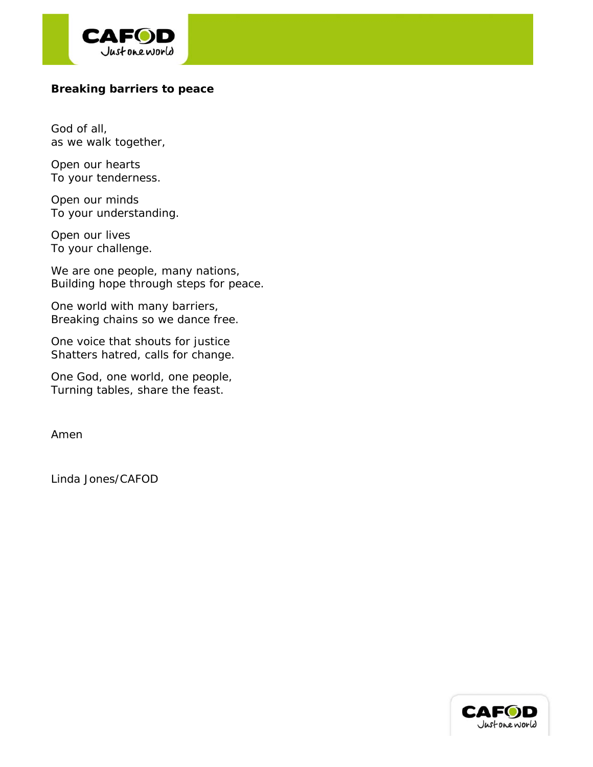**Breaking barriers to peace**

God of all,
as we walk together,

Open our hearts
To your tenderness.

Open our minds
To your understanding.

Open our lives
To your challenge.

We are one people, many nations,
Building hope through steps for peace.

One world with many barriers,
Breaking chains so we dance free.

One voice that shouts for justice
Shatters hatred, calls for change.

One God, one world, one people,
Turning tables, share the feast.

Amen

Linda Jones/CAFOD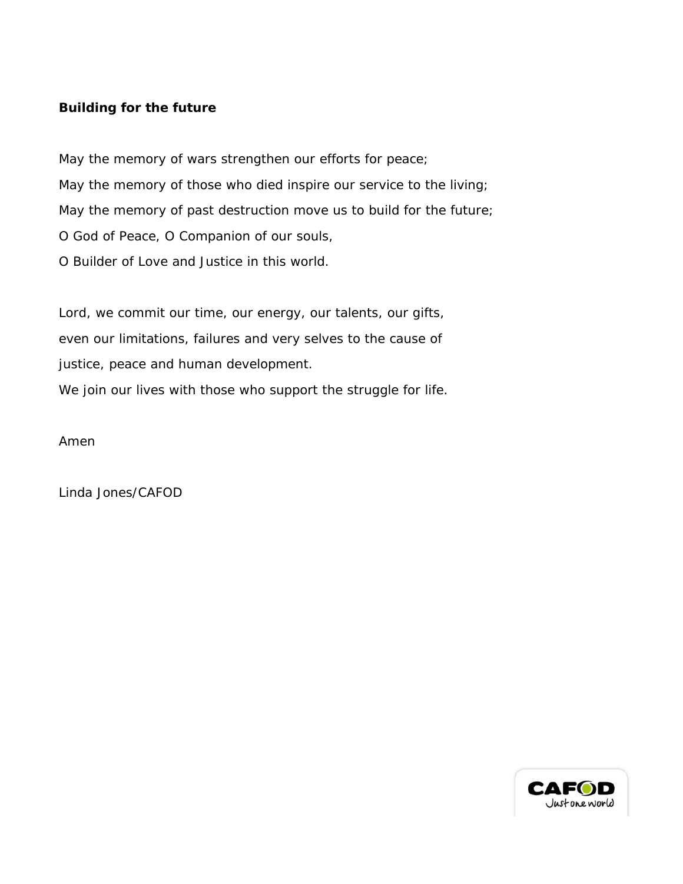**Building for the future**

May the memory of wars strengthen our efforts for peace;
May the memory of those who died inspire our service to the living;
May the memory of past destruction move us to build for the future;
O God of Peace, O Companion of our souls,
O Builder of Love and Justice in this world.

Lord, we commit our time, our energy, our talents, our gifts,
even our limitations, failures and very selves to the cause of
justice, peace and human development.
We join our lives with those who support the struggle for life.

Amen

Linda Jones/CAFOD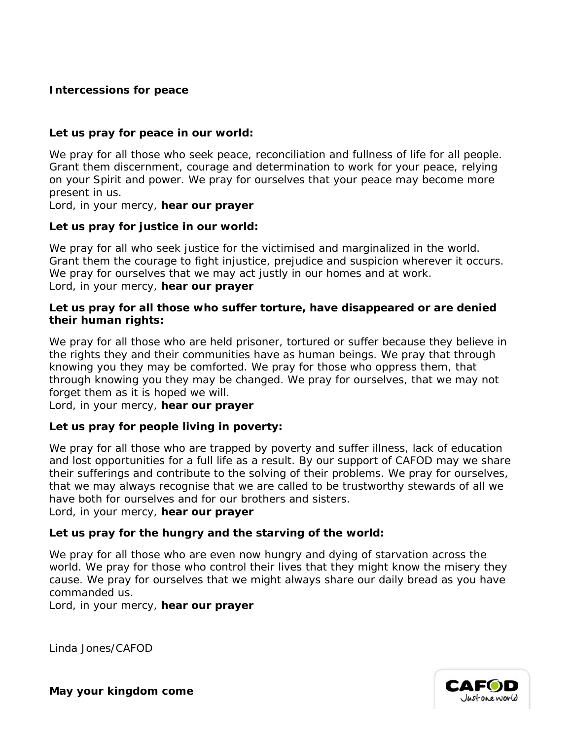**Intercessions for peace**

**Let us pray for peace in our world:**

We pray for all those who seek peace, reconciliation and fullness of life for all people. Grant them discernment, courage and determination to work for your peace, relying on your Spirit and power. We pray for ourselves that your peace may become more present in us.
Lord, in your mercy, **hear our prayer**

**Let us pray for justice in our world:**

We pray for all who seek justice for the victimised and marginalized in the world. Grant them the courage to fight injustice, prejudice and suspicion wherever it occurs. We pray for ourselves that we may act justly in our homes and at work.
Lord, in your mercy, **hear our prayer**

**Let us pray for all those who suffer torture, have disappeared or are denied their human rights:**

We pray for all those who are held prisoner, tortured or suffer because they believe in the rights they and their communities have as human beings. We pray that through knowing you they may be comforted. We pray for those who oppress them, that through knowing you they may be changed. We pray for ourselves, that we may not forget them as it is hoped we will.
Lord, in your mercy, **hear our prayer**

**Let us pray for people living in poverty:**

We pray for all those who are trapped by poverty and suffer illness, lack of education and lost opportunities for a full life as a result. By our support of CAFOD may we share their sufferings and contribute to the solving of their problems. We pray for ourselves, that we may always recognise that we are called to be trustworthy stewards of all we have both for ourselves and for our brothers and sisters.
Lord, in your mercy, **hear our prayer**

**Let us pray for the hungry and the starving of the world:**

We pray for all those who are even now hungry and dying of starvation across the world. We pray for those who control their lives that they might know the misery they cause. We pray for ourselves that we might always share our daily bread as you have commanded us.
Lord, in your mercy, **hear our prayer**

Linda Jones/CAFOD

**May your kingdom come**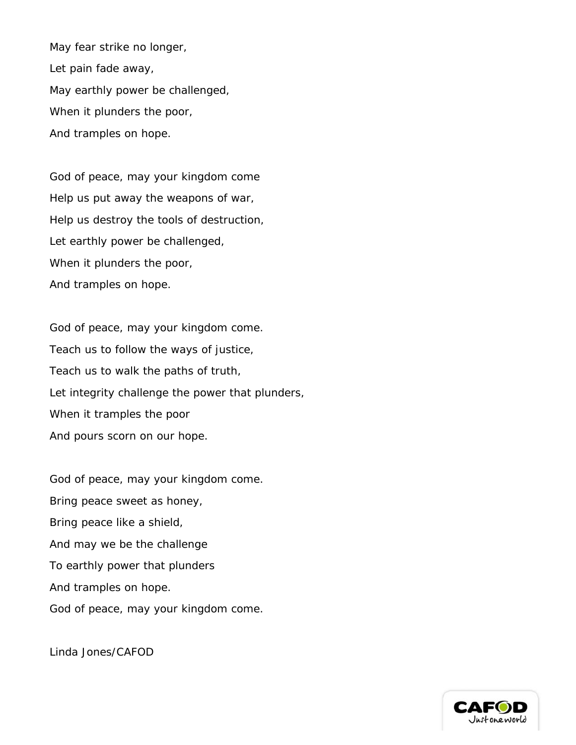May fear strike no longer,  
Let pain fade away,  
May earthly power be challenged,  
When it plunders the poor,  
And tramples on hope.

God of peace, may your kingdom come  
Help us put away the weapons of war,  
Help us destroy the tools of destruction,  
Let earthly power be challenged,  
When it plunders the poor,  
And tramples on hope.

God of peace, may your kingdom come.  
Teach us to follow the ways of justice,  
Teach us to walk the paths of truth,  
Let integrity challenge the power that plunders,  
When it tramples the poor  
And pours scorn on our hope.

God of peace, may your kingdom come.  
Bring peace sweet as honey,  
Bring peace like a shield,  
And may we be the challenge  
To earthly power that plunders  
And tramples on hope.  
God of peace, may your kingdom come.

Linda Jones/CAFOD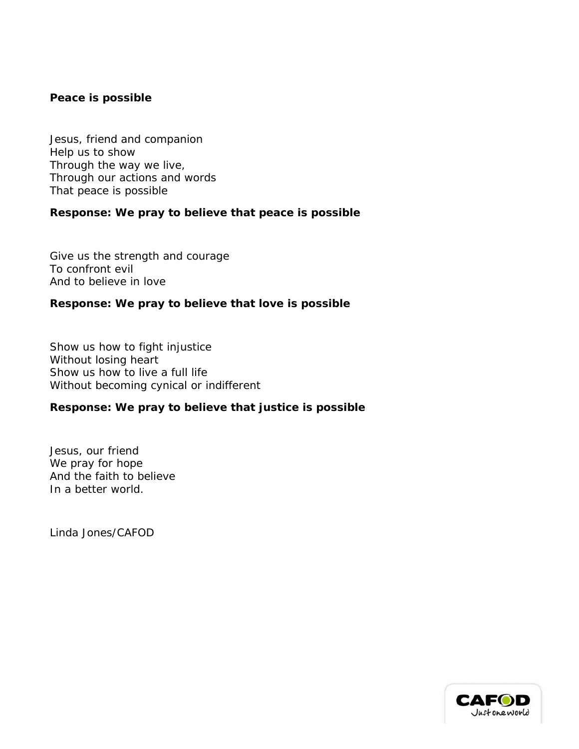**Peace is possible**

Jesus, friend and companion
Help us to show
Through the way we live,
Through our actions and words
That peace is possible

**Response: We pray to believe that peace is possible**

Give us the strength and courage
To confront evil
And to believe in love

**Response: We pray to believe that love is possible**

Show us how to fight injustice
Without losing heart
Show us how to live a full life
Without becoming cynical or indifferent

**Response: We pray to believe that justice is possible**

Jesus, our friend
We pray for hope
And the faith to believe
In a better world.

Linda Jones/CAFOD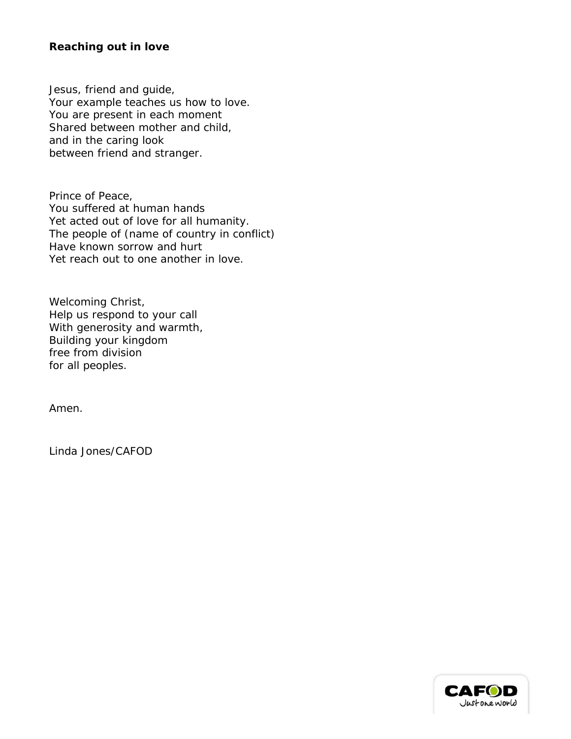**Reaching out in love**

Jesus, friend and guide,
Your example teaches us how to love.
You are present in each moment
Shared between mother and child,
and in the caring look
between friend and stranger.

Prince of Peace,
You suffered at human hands
Yet acted out of love for all humanity.
The people of (name of country in conflict)
Have known sorrow and hurt
Yet reach out to one another in love.

Welcoming Christ,
Help us respond to your call
With generosity and warmth,
Building your kingdom
free from division
for all peoples.

Amen.

Linda Jones/CAFOD

CAFOD
Just one world